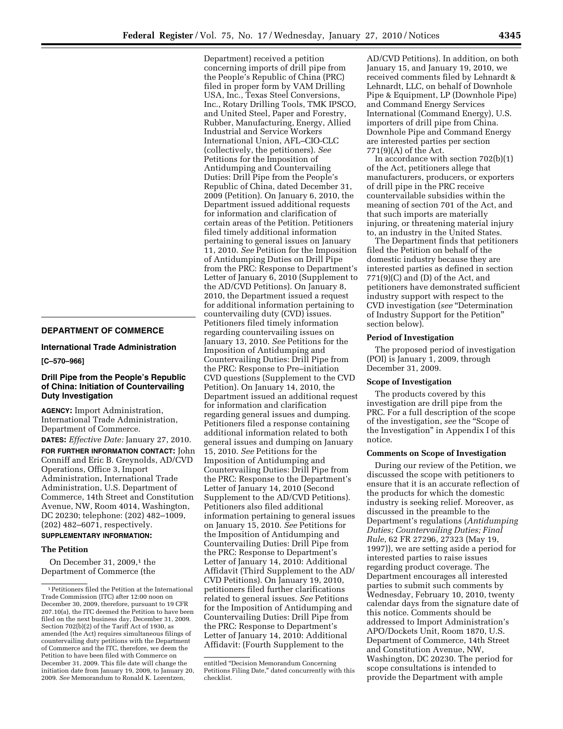## DEPARTMENT OF COMMERCE

### International Trade Administration

**[C–570–966]**

### Drill Pipe from the People's Republic of China: Initiation of Countervailing Duty Investigation

**AGENCY:** Import Administration, International Trade Administration, Department of Commerce.

**DATES:** *Effective Date:* January 27, 2010.

**FOR FURTHER INFORMATION CONTACT:** John Conniff and Eric B. Greynolds, AD/CVD Operations, Office 3, Import Administration, International Trade Administration, U.S. Department of Commerce, 14th Street and Constitution Avenue, NW, Room 4014, Washington, DC 20230; telephone: (202) 482–1009, (202) 482–6071, respectively.

**SUPPLEMENTARY INFORMATION:**

#### The Petition

On December 31, 2009,[1] the Department of Commerce (the Department) received a petition concerning imports of drill pipe from the People's Republic of China (PRC) filed in proper form by VAM Drilling USA, Inc., Texas Steel Conversions, Inc., Rotary Drilling Tools, TMK IPSCO, and United Steel, Paper and Forestry, Rubber, Manufacturing, Energy, Allied Industrial and Service Workers International Union, AFL–CIO-CLC (collectively, the petitioners). *See* Petitions for the Imposition of Antidumping and Countervailing Duties: Drill Pipe from the People's Republic of China, dated December 31, 2009 (Petition). On January 6, 2010, the Department issued additional requests for information and clarification of certain areas of the Petition. Petitioners filed timely additional information pertaining to general issues on January 11, 2010. *See* Petition for the Imposition of Antidumping Duties on Drill Pipe from the PRC: Response to Department's Letter of January 6, 2010 (Supplement to the AD/CVD Petitions). On January 8, 2010, the Department issued a request for additional information pertaining to countervailing duty (CVD) issues. Petitioners filed timely information regarding countervailing issues on January 13, 2010. *See* Petitions for the Imposition of Antidumping and Countervailing Duties: Drill Pipe from the PRC: Response to Pre–initiation CVD questions (Supplement to the CVD Petition). On January 14, 2010, the Department issued an additional request for information and clarification regarding general issues and dumping. Petitioners filed a response containing additional information related to both general issues and dumping on January 15, 2010. *See* Petitions for the Imposition of Antidumping and Countervailing Duties: Drill Pipe from the PRC: Response to the Department's Letter of January 14, 2010 (Second Supplement to the AD/CVD Petitions). Petitioners also filed additional information pertaining to general issues on January 15, 2010. *See* Petitions for the Imposition of Antidumping and Countervailing Duties: Drill Pipe from the PRC: Response to Department's Letter of January 14, 2010: Additional Affidavit (Third Supplement to the AD/CVD Petitions). On January 19, 2010, petitioners filed further clarifications related to general issues. *See* Petitions for the Imposition of Antidumping and Countervailing Duties: Drill Pipe from the PRC: Response to Department's Letter of January 14, 2010: Additional Affidavit: (Fourth Supplement to the AD/CVD Petitions). In addition, on both January 15, and January 19, 2010, we received comments filed by Lehnardt & Lehnardt, LLC, on behalf of Downhole Pipe & Equipment, LP (Downhole Pipe) and Command Energy Services International (Command Energy), U.S. importers of drill pipe from China. Downhole Pipe and Command Energy are interested parties per section 771(9)(A) of the Act.

In accordance with section 702(b)(1) of the Act, petitioners allege that manufacturers, producers, or exporters of drill pipe in the PRC receive countervailable subsidies within the meaning of section 701 of the Act, and that such imports are materially injuring, or threatening material injury to, an industry in the United States.

The Department finds that petitioners filed the Petition on behalf of the domestic industry because they are interested parties as defined in section 771(9)(C) and (D) of the Act, and petitioners have demonstrated sufficient industry support with respect to the CVD investigation (*see* "Determination of Industry Support for the Petition" section below).

#### Period of Investigation

The proposed period of investigation (POI) is January 1, 2009, through December 31, 2009.

#### Scope of Investigation

The products covered by this investigation are drill pipe from the PRC. For a full description of the scope of the investigation, *see* the "Scope of the Investigation" in Appendix I of this notice.

#### Comments on Scope of Investigation

During our review of the Petition, we discussed the scope with petitioners to ensure that it is an accurate reflection of the products for which the domestic industry is seeking relief. Moreover, as discussed in the preamble to the Department's regulations (*Antidumping Duties; Countervailing Duties; Final Rule*, 62 FR 27296, 27323 (May 19, 1997)), we are setting aside a period for interested parties to raise issues regarding product coverage. The Department encourages all interested parties to submit such comments by Wednesday, February 10, 2010, twenty calendar days from the signature date of this notice. Comments should be addressed to Import Administration's APO/Dockets Unit, Room 1870, U.S. Department of Commerce, 14th Street and Constitution Avenue, NW, Washington, DC 20230. The period for scope consultations is intended to provide the Department with ample

---

[1] Petitioners filed the Petition at the International Trade Commission (ITC) after 12:00 noon on December 30, 2009, therefore, pursuant to 19 CFR 207.10(a), the ITC deemed the Petition to have been filed on the next business day, December 31, 2009. Section 702(b)(2) of the Tariff Act of 1930, as amended (the Act) requires simultaneous filings of countervailing duty petitions with the Department of Commerce and the ITC, therefore, we deem the Petition to have been filed with Commerce on December 31, 2009. This file date will change the initiation date from January 19, 2009, to January 20, 2009. *See* Memorandum to Ronald K. Lorentzen, entitled "Decision Memorandum Concerning Petitions Filing Date," dated concurrently with this checklist.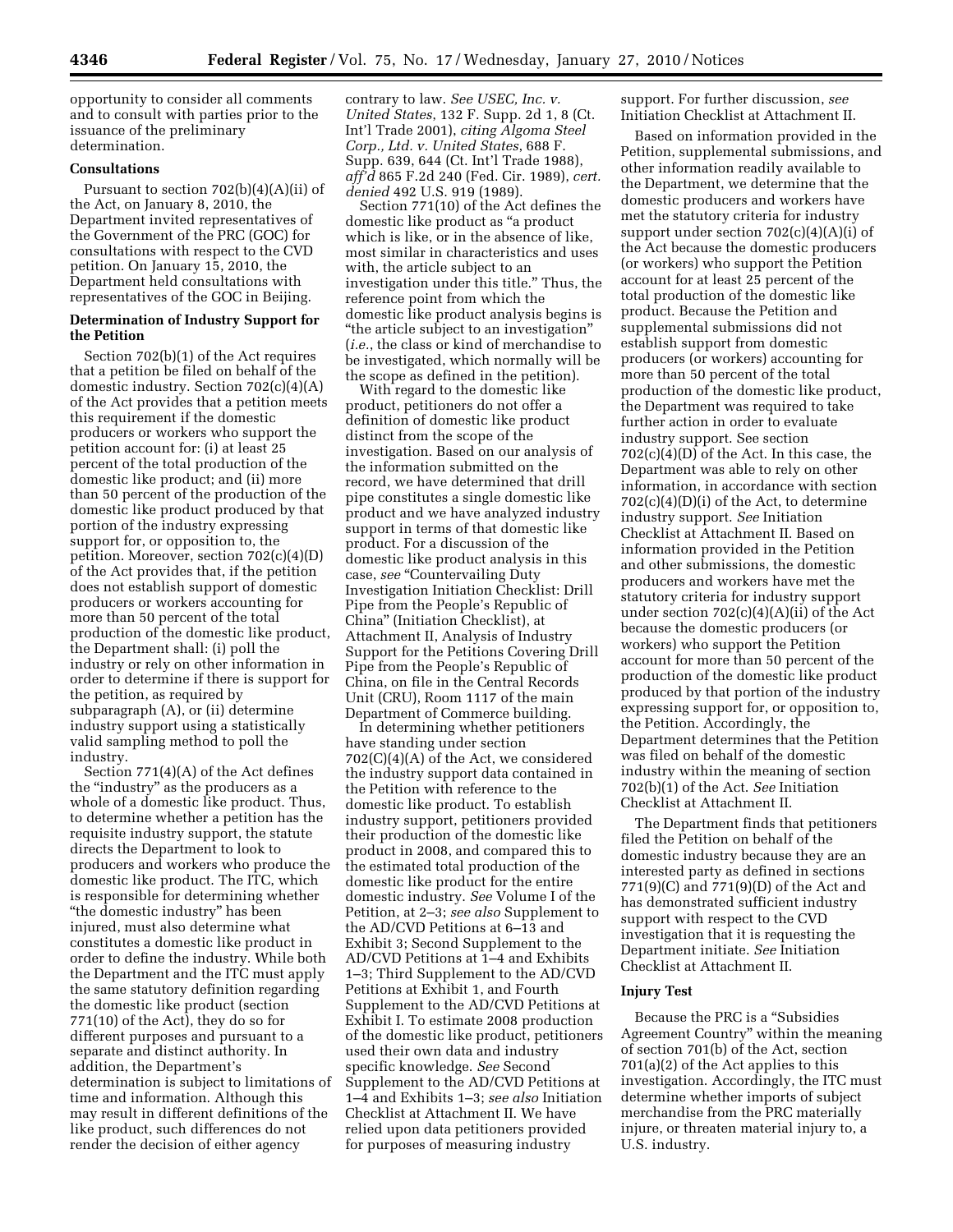opportunity to consider all comments and to consult with parties prior to the issuance of the preliminary determination.

### Consultations

Pursuant to section 702(b)(4)(A)(ii) of the Act, on January 8, 2010, the Department invited representatives of the Government of the PRC (GOC) for consultations with respect to the CVD petition. On January 15, 2010, the Department held consultations with representatives of the GOC in Beijing.

### Determination of Industry Support for the Petition

Section 702(b)(1) of the Act requires that a petition be filed on behalf of the domestic industry. Section 702(c)(4)(A) of the Act provides that a petition meets this requirement if the domestic producers or workers who support the petition account for: (i) at least 25 percent of the total production of the domestic like product; and (ii) more than 50 percent of the production of the domestic like product produced by that portion of the industry expressing support for, or opposition to, the petition. Moreover, section 702(c)(4)(D) of the Act provides that, if the petition does not establish support of domestic producers or workers accounting for more than 50 percent of the total production of the domestic like product, the Department shall: (i) poll the industry or rely on other information in order to determine if there is support for the petition, as required by subparagraph (A), or (ii) determine industry support using a statistically valid sampling method to poll the industry.

Section 771(4)(A) of the Act defines the "industry" as the producers as a whole of a domestic like product. Thus, to determine whether a petition has the requisite industry support, the statute directs the Department to look to producers and workers who produce the domestic like product. The ITC, which is responsible for determining whether "the domestic industry" has been injured, must also determine what constitutes a domestic like product in order to define the industry. While both the Department and the ITC must apply the same statutory definition regarding the domestic like product (section 771(10) of the Act), they do so for different purposes and pursuant to a separate and distinct authority. In addition, the Department's determination is subject to limitations of time and information. Although this may result in different definitions of the like product, such differences do not render the decision of either agency contrary to law. *See USEC, Inc. v. United States*, 132 F. Supp. 2d 1, 8 (Ct. Int'l Trade 2001), *citing Algoma Steel Corp., Ltd. v. United States*, 688 F. Supp. 639, 644 (Ct. Int'l Trade 1988), *aff'd* 865 F.2d 240 (Fed. Cir. 1989), *cert. denied* 492 U.S. 919 (1989).

Section 771(10) of the Act defines the domestic like product as "a product which is like, or in the absence of like, most similar in characteristics and uses with, the article subject to an investigation under this title." Thus, the reference point from which the domestic like product analysis begins is "the article subject to an investigation" (*i.e.*, the class or kind of merchandise to be investigated, which normally will be the scope as defined in the petition).

With regard to the domestic like product, petitioners do not offer a definition of domestic like product distinct from the scope of the investigation. Based on our analysis of the information submitted on the record, we have determined that drill pipe constitutes a single domestic like product and we have analyzed industry support in terms of that domestic like product. For a discussion of the domestic like product analysis in this case, *see* "Countervailing Duty Investigation Initiation Checklist: Drill Pipe from the People's Republic of China" (Initiation Checklist), at Attachment II, Analysis of Industry Support for the Petitions Covering Drill Pipe from the People's Republic of China, on file in the Central Records Unit (CRU), Room 1117 of the main Department of Commerce building.

In determining whether petitioners have standing under section 702(C)(4)(A) of the Act, we considered the industry support data contained in the Petition with reference to the domestic like product. To establish industry support, petitioners provided their production of the domestic like product in 2008, and compared this to the estimated total production of the domestic like product for the entire domestic industry. *See* Volume I of the Petition, at 2–3; *see also* Supplement to the AD/CVD Petitions at 6–13 and Exhibit 3; Second Supplement to the AD/CVD Petitions at 1–4 and Exhibits 1–3; Third Supplement to the AD/CVD Petitions at Exhibit 1, and Fourth Supplement to the AD/CVD Petitions at Exhibit I. To estimate 2008 production of the domestic like product, petitioners used their own data and industry specific knowledge. *See* Second Supplement to the AD/CVD Petitions at 1–4 and Exhibits 1–3; *see also* Initiation Checklist at Attachment II. We have relied upon data petitioners provided for purposes of measuring industry support. For further discussion, *see* Initiation Checklist at Attachment II.

Based on information provided in the Petition, supplemental submissions, and other information readily available to the Department, we determine that the domestic producers and workers have met the statutory criteria for industry support under section 702(c)(4)(A)(i) of the Act because the domestic producers (or workers) who support the Petition account for at least 25 percent of the total production of the domestic like product. Because the Petition and supplemental submissions did not establish support from domestic producers (or workers) accounting for more than 50 percent of the total production of the domestic like product, the Department was required to take further action in order to evaluate industry support. See section 702(c)(4)(D) of the Act. In this case, the Department was able to rely on other information, in accordance with section 702(c)(4)(D)(i) of the Act, to determine industry support. *See* Initiation Checklist at Attachment II. Based on information provided in the Petition and other submissions, the domestic producers and workers have met the statutory criteria for industry support under section 702(c)(4)(A)(ii) of the Act because the domestic producers (or workers) who support the Petition account for more than 50 percent of the production of the domestic like product produced by that portion of the industry expressing support for, or opposition to, the Petition. Accordingly, the Department determines that the Petition was filed on behalf of the domestic industry within the meaning of section 702(b)(1) of the Act. *See* Initiation Checklist at Attachment II.

The Department finds that petitioners filed the Petition on behalf of the domestic industry because they are an interested party as defined in sections 771(9)(C) and 771(9)(D) of the Act and has demonstrated sufficient industry support with respect to the CVD investigation that it is requesting the Department initiate. *See* Initiation Checklist at Attachment II.

### Injury Test

Because the PRC is a "Subsidies Agreement Country" within the meaning of section 701(b) of the Act, section 701(a)(2) of the Act applies to this investigation. Accordingly, the ITC must determine whether imports of subject merchandise from the PRC materially injure, or threaten material injury to, a U.S. industry.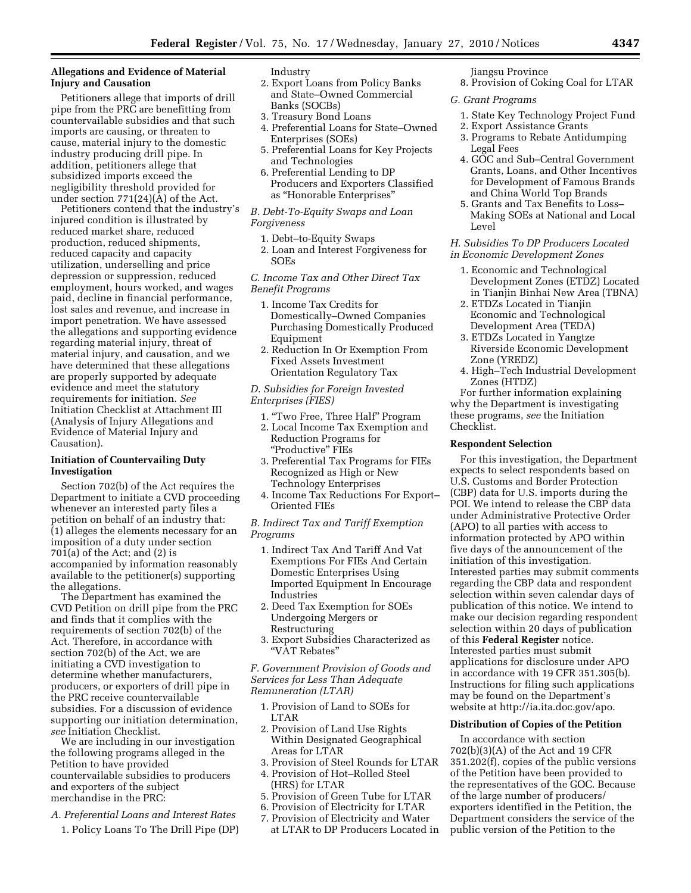**Allegations and Evidence of Material Injury and Causation**

Petitioners allege that imports of drill pipe from the PRC are benefitting from countervailable subsidies and that such imports are causing, or threaten to cause, material injury to the domestic industry producing drill pipe. In addition, petitioners allege that subsidized imports exceed the negligibility threshold provided for under section 771(24)(A) of the Act.

Petitioners contend that the industry's injured condition is illustrated by reduced market share, reduced production, reduced shipments, reduced capacity and capacity utilization, underselling and price depression or suppression, reduced employment, hours worked, and wages paid, decline in financial performance, lost sales and revenue, and increase in import penetration. We have assessed the allegations and supporting evidence regarding material injury, threat of material injury, and causation, and we have determined that these allegations are properly supported by adequate evidence and meet the statutory requirements for initiation. *See* Initiation Checklist at Attachment III (Analysis of Injury Allegations and Evidence of Material Injury and Causation).

**Initiation of Countervailing Duty Investigation**

Section 702(b) of the Act requires the Department to initiate a CVD proceeding whenever an interested party files a petition on behalf of an industry that: (1) alleges the elements necessary for an imposition of a duty under section 701(a) of the Act; and (2) is accompanied by information reasonably available to the petitioner(s) supporting the allegations.

The Department has examined the CVD Petition on drill pipe from the PRC and finds that it complies with the requirements of section 702(b) of the Act. Therefore, in accordance with section 702(b) of the Act, we are initiating a CVD investigation to determine whether manufacturers, producers, or exporters of drill pipe in the PRC receive countervailable subsidies. For a discussion of evidence supporting our initiation determination, *see* Initiation Checklist.

We are including in our investigation the following programs alleged in the Petition to have provided countervailable subsidies to producers and exporters of the subject merchandise in the PRC:

*A. Preferential Loans and Interest Rates*

1. Policy Loans To The Drill Pipe (DP) Industry
2. Export Loans from Policy Banks and State–Owned Commercial Banks (SOCBs)
3. Treasury Bond Loans
4. Preferential Loans for State–Owned Enterprises (SOEs)
5. Preferential Loans for Key Projects and Technologies
6. Preferential Lending to DP Producers and Exporters Classified as "Honorable Enterprises"

*B. Debt-To-Equity Swaps and Loan Forgiveness*

1. Debt–to-Equity Swaps
2. Loan and Interest Forgiveness for SOEs

*C. Income Tax and Other Direct Tax Benefit Programs*

1. Income Tax Credits for Domestically–Owned Companies Purchasing Domestically Produced Equipment
2. Reduction In Or Exemption From Fixed Assets Investment Orientation Regulatory Tax

*D. Subsidies for Foreign Invested Enterprises (FIES)*

1. "Two Free, Three Half" Program
2. Local Income Tax Exemption and Reduction Programs for "Productive" FIEs
3. Preferential Tax Programs for FIEs Recognized as High or New Technology Enterprises
4. Income Tax Reductions For Export–Oriented FIEs

*B. Indirect Tax and Tariff Exemption Programs*

1. Indirect Tax And Tariff And Vat Exemptions For FIEs And Certain Domestic Enterprises Using Imported Equipment In Encourage Industries
2. Deed Tax Exemption for SOEs Undergoing Mergers or Restructuring
3. Export Subsidies Characterized as "VAT Rebates"

*F. Government Provision of Goods and Services for Less Than Adequate Remuneration (LTAR)*

1. Provision of Land to SOEs for LTAR
2. Provision of Land Use Rights Within Designated Geographical Areas for LTAR
3. Provision of Steel Rounds for LTAR
4. Provision of Hot–Rolled Steel (HRS) for LTAR
5. Provision of Green Tube for LTAR
6. Provision of Electricity for LTAR
7. Provision of Electricity and Water at LTAR to DP Producers Located in Jiangsu Province
8. Provision of Coking Coal for LTAR

*G. Grant Programs*

1. State Key Technology Project Fund
2. Export Assistance Grants
3. Programs to Rebate Antidumping Legal Fees
4. GOC and Sub–Central Government Grants, Loans, and Other Incentives for Development of Famous Brands and China World Top Brands
5. Grants and Tax Benefits to Loss–Making SOEs at National and Local Level

*H. Subsidies To DP Producers Located in Economic Development Zones*

1. Economic and Technological Development Zones (ETDZ) Located in Tianjin Binhai New Area (TBNA)
2. ETDZs Located in Tianjin Economic and Technological Development Area (TEDA)
3. ETDZs Located in Yangtze Riverside Economic Development Zone (YREDZ)
4. High–Tech Industrial Development Zones (HTDZ)

For further information explaining why the Department is investigating these programs, *see* the Initiation Checklist.

**Respondent Selection**

For this investigation, the Department expects to select respondents based on U.S. Customs and Border Protection (CBP) data for U.S. imports during the POI. We intend to release the CBP data under Administrative Protective Order (APO) to all parties with access to information protected by APO within five days of the announcement of the initiation of this investigation. Interested parties may submit comments regarding the CBP data and respondent selection within seven calendar days of publication of this notice. We intend to make our decision regarding respondent selection within 20 days of publication of this **Federal Register** notice. Interested parties must submit applications for disclosure under APO in accordance with 19 CFR 351.305(b). Instructions for filing such applications may be found on the Department's website at http://ia.ita.doc.gov/apo.

**Distribution of Copies of the Petition**

In accordance with section 702(b)(3)(A) of the Act and 19 CFR 351.202(f), copies of the public versions of the Petition have been provided to the representatives of the GOC. Because of the large number of producers/exporters identified in the Petition, the Department considers the service of the public version of the Petition to the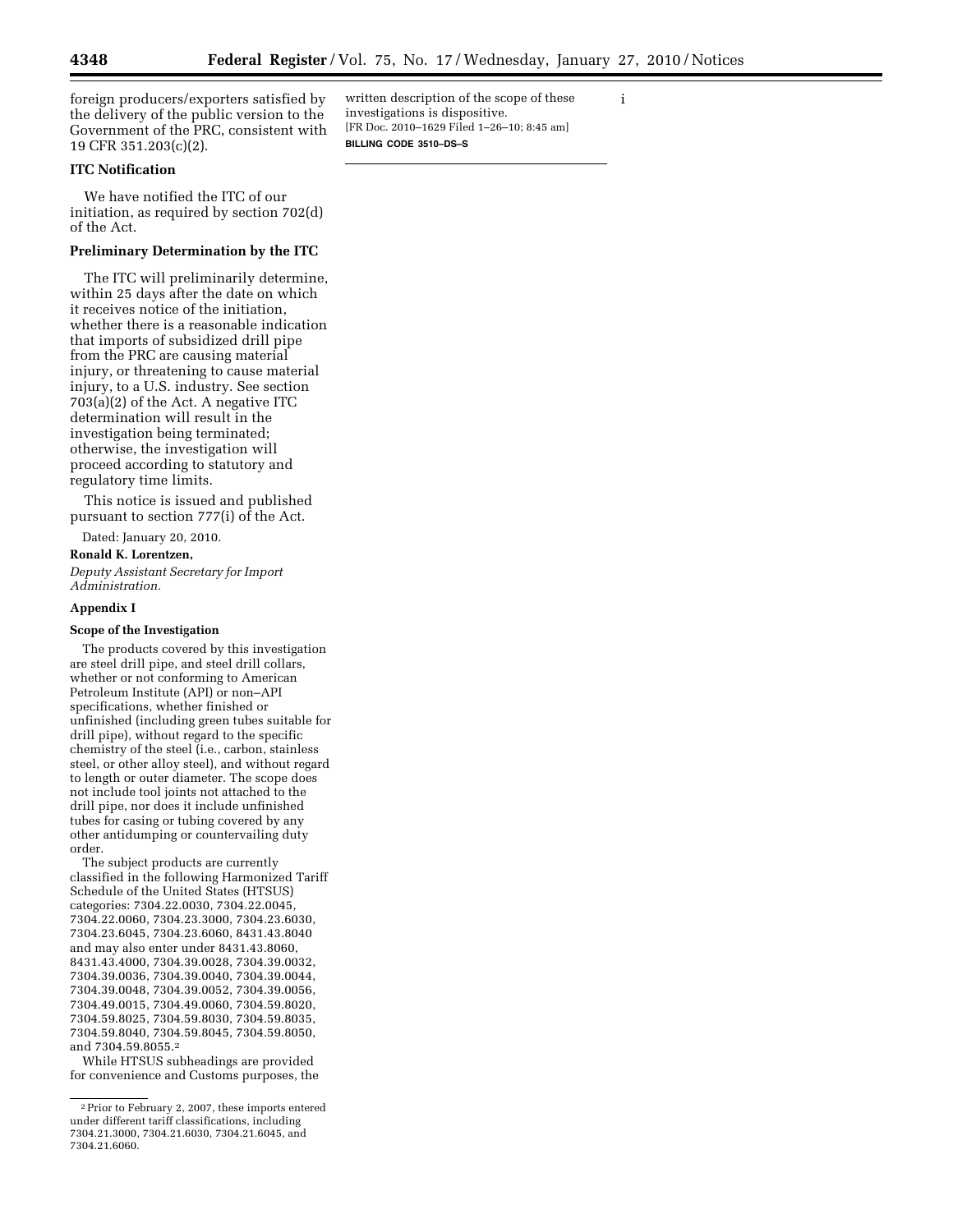foreign producers/exporters satisfied by the delivery of the public version to the Government of the PRC, consistent with 19 CFR 351.203(c)(2).

## ITC Notification

We have notified the ITC of our initiation, as required by section 702(d) of the Act.

## Preliminary Determination by the ITC

The ITC will preliminarily determine, within 25 days after the date on which it receives notice of the initiation, whether there is a reasonable indication that imports of subsidized drill pipe from the PRC are causing material injury, or threatening to cause material injury, to a U.S. industry. See section 703(a)(2) of the Act. A negative ITC determination will result in the investigation being terminated; otherwise, the investigation will proceed according to statutory and regulatory time limits.

This notice is issued and published pursuant to section 777(i) of the Act.

Dated: January 20, 2010.

**Ronald K. Lorentzen,**

*Deputy Assistant Secretary for Import Administration.*

## Appendix I

### Scope of the Investigation

The products covered by this investigation are steel drill pipe, and steel drill collars, whether or not conforming to American Petroleum Institute (API) or non–API specifications, whether finished or unfinished (including green tubes suitable for drill pipe), without regard to the specific chemistry of the steel (i.e., carbon, stainless steel, or other alloy steel), and without regard to length or outer diameter. The scope does not include tool joints not attached to the drill pipe, nor does it include unfinished tubes for casing or tubing covered by any other antidumping or countervailing duty order.

The subject products are currently classified in the following Harmonized Tariff Schedule of the United States (HTSUS) categories: 7304.22.0030, 7304.22.0045, 7304.22.0060, 7304.23.3000, 7304.23.6030, 7304.23.6045, 7304.23.6060, 8431.43.8040 and may also enter under 8431.43.8060, 8431.43.4000, 7304.39.0028, 7304.39.0032, 7304.39.0036, 7304.39.0040, 7304.39.0044, 7304.39.0048, 7304.39.0052, 7304.39.0056, 7304.49.0015, 7304.49.0060, 7304.59.8020, 7304.59.8025, 7304.59.8030, 7304.59.8035, 7304.59.8040, 7304.59.8045, 7304.59.8050, and 7304.59.8055.[2]

While HTSUS subheadings are provided for convenience and Customs purposes, the written description of the scope of these investigations is dispositive.

[FR Doc. 2010–1629 Filed 1–26–10; 8:45 am]

**BILLING CODE 3510–DS–S**

[2] Prior to February 2, 2007, these imports entered under different tariff classifications, including 7304.21.3000, 7304.21.6030, 7304.21.6045, and 7304.21.6060.